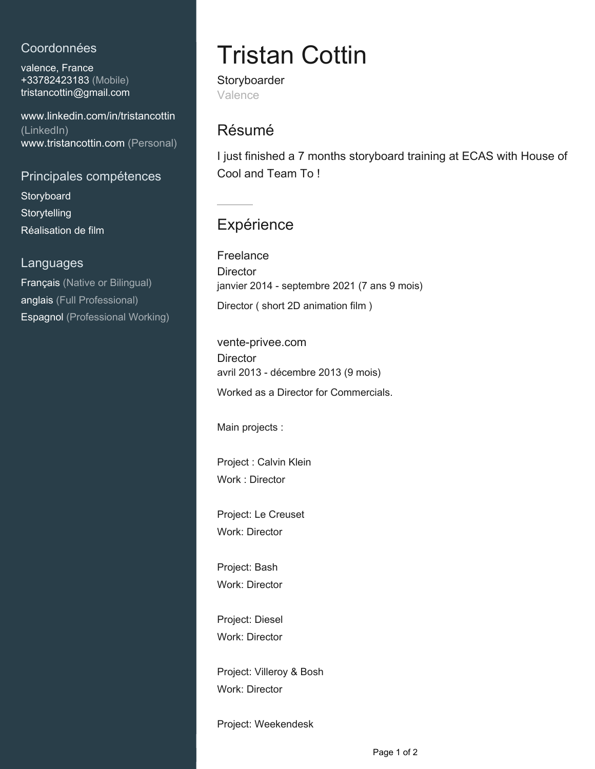## Coordonnées

valence, France
+33782423183 (Mobile)
tristancottin@gmail.com

www.linkedin.com/in/tristancottin (LinkedIn)
www.tristancottin.com (Personal)

## Principales compétences

Storyboard
Storytelling
Réalisation de film

## Languages

Français (Native or Bilingual)
anglais (Full Professional)
Espagnol (Professional Working)

# Tristan Cottin

Storyboarder
Valence

## Résumé

I just finished a 7 months storyboard training at ECAS with House of Cool and Team To !

---

## Expérience

### Freelance

Director
janvier 2014 - septembre 2021 (7 ans 9 mois)

Director ( short 2D animation film )

### vente-privee.com

Director
avril 2013 - décembre 2013 (9 mois)

Worked as a Director for Commercials.

Main projects :

Project : Calvin Klein
Work : Director

Project: Le Creuset
Work: Director

Project: Bash
Work: Director

Project: Diesel
Work: Director

Project: Villeroy & Bosh
Work: Director

Project: Weekendesk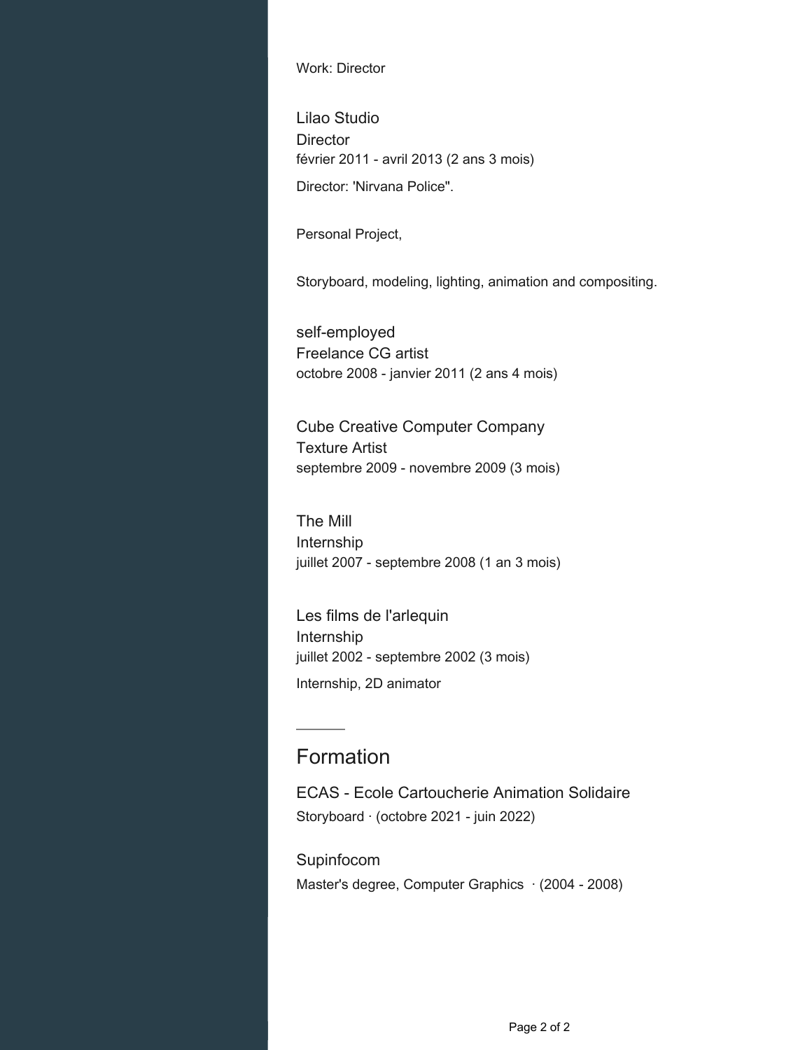Work: Director

### Lilao Studio
Director
février 2011 - avril 2013 (2 ans 3 mois)

Director: 'Nirvana Police".

Personal Project,

Storyboard, modeling, lighting, animation and compositing.

### self-employed
Freelance CG artist
octobre 2008 - janvier 2011 (2 ans 4 mois)

### Cube Creative Computer Company
Texture Artist
septembre 2009 - novembre 2009 (3 mois)

### The Mill
Internship
juillet 2007 - septembre 2008 (1 an 3 mois)

### Les films de l'arlequin
Internship
juillet 2002 - septembre 2002 (3 mois)

Internship, 2D animator

---

## Formation

### ECAS - Ecole Cartoucherie Animation Solidaire
Storyboard · (octobre 2021 - juin 2022)

### Supinfocom
Master's degree, Computer Graphics · (2004 - 2008)